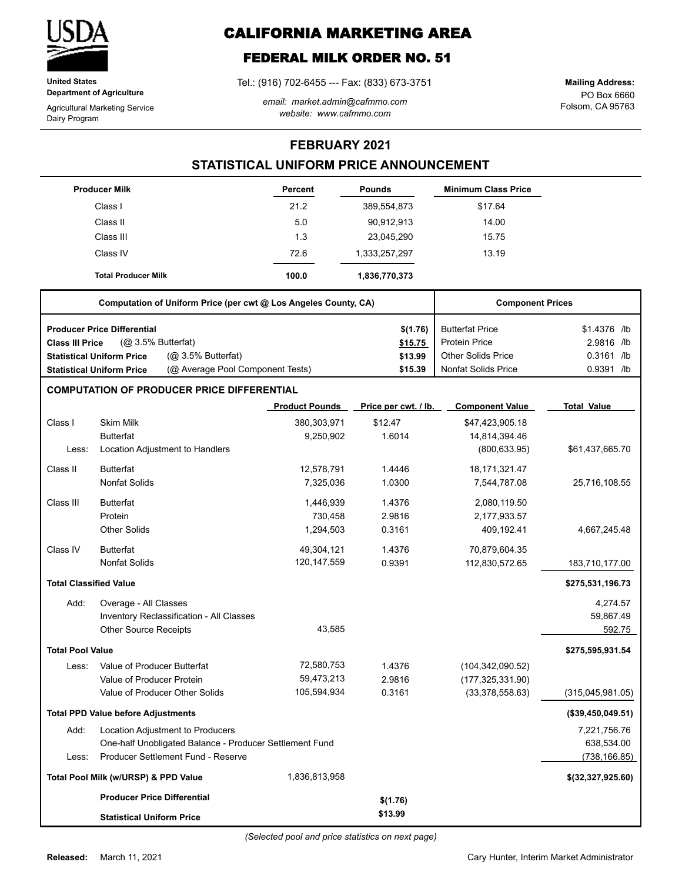**United States Department of Agriculture**

Agricultural Marketing Service
Dairy Program

# CALIFORNIA MARKETING AREA

## FEDERAL MILK ORDER NO. 51

Tel.: (916) 702-6455 --- Fax: (833) 673-3751

*email: market.admin@cafmmo.com*
*website: www.cafmmo.com*

**Mailing Address:**
PO Box 6660
Folsom, CA 95763

## FEBRUARY 2021

## STATISTICAL UNIFORM PRICE ANNOUNCEMENT

| Producer Milk | Percent | Pounds | Minimum Class Price |
|---|---|---|---|
| Class I | 21.2 | 389,554,873 | $17.64 |
| Class II | 5.0 | 90,912,913 | 14.00 |
| Class III | 1.3 | 23,045,290 | 15.75 |
| Class IV | 72.6 | 1,333,257,297 | 13.19 |
| **Total Producer Milk** | **100.0** | **1,836,770,373** | |

| Computation of Uniform Price (per cwt @ Los Angeles County, CA) | | Component Prices | |
|---|---|---|---|
| **Producer Price Differential** | **$(1.76)** | Butterfat Price | $1.4376 /lb |
| **Class III Price** (@ 3.5% Butterfat) | **$15.75** | Protein Price | 2.9816 /lb |
| **Statistical Uniform Price** (@ 3.5% Butterfat) | **$13.99** | Other Solids Price | 0.3161 /lb |
| **Statistical Uniform Price** (@ Average Pool Component Tests) | **$15.39** | Nonfat Solids Price | 0.9391 /lb |

### COMPUTATION OF PRODUCER PRICE DIFFERENTIAL

| | | Product Pounds | Price per cwt. / lb. | Component Value | Total Value |
|---|---|---|---|---|---|
| Class I | Skim Milk | 380,303,971 | $12.47 | $47,423,905.18 | |
| | Butterfat | 9,250,902 | 1.6014 | 14,814,394.46 | |
| Less: | Location Adjustment to Handlers | | | (800,633.95) | $61,437,665.70 |
| Class II | Butterfat | 12,578,791 | 1.4446 | 18,171,321.47 | |
| | Nonfat Solids | 7,325,036 | 1.0300 | 7,544,787.08 | 25,716,108.55 |
| Class III | Butterfat | 1,446,939 | 1.4376 | 2,080,119.50 | |
| | Protein | 730,458 | 2.9816 | 2,177,933.57 | |
| | Other Solids | 1,294,503 | 0.3161 | 409,192.41 | 4,667,245.48 |
| Class IV | Butterfat | 49,304,121 | 1.4376 | 70,879,604.35 | |
| | Nonfat Solids | 120,147,559 | 0.9391 | 112,830,572.65 | 183,710,177.00 |
| **Total Classified Value** | | | | | **$275,531,196.73** |
| Add: | Overage - All Classes | | | | 4,274.57 |
| | Inventory Reclassification - All Classes | | | | 59,867.49 |
| | Other Source Receipts | 43,585 | | | 592.75 |
| **Total Pool Value** | | | | | **$275,595,931.54** |
| Less: | Value of Producer Butterfat | 72,580,753 | 1.4376 | (104,342,090.52) | |
| | Value of Producer Protein | 59,473,213 | 2.9816 | (177,325,331.90) | |
| | Value of Producer Other Solids | 105,594,934 | 0.3161 | (33,378,558.63) | (315,045,981.05) |
| **Total PPD Value before Adjustments** | | | | | **($39,450,049.51)** |
| Add: | Location Adjustment to Producers | | | | 7,221,756.76 |
| | One-half Unobligated Balance - Producer Settlement Fund | | | | 638,534.00 |
| Less: | Producer Settlement Fund - Reserve | | | | (738,166.85) |
| **Total Pool Milk (w/URSP) & PPD Value** | | 1,836,813,958 | | | **$(32,327,925.60)** |
| | **Producer Price Differential** | | **$(1.76)** | | |
| | **Statistical Uniform Price** | | **$13.99** | | |

*(Selected pool and price statistics on next page)*

**Released:** March 11, 2021

Cary Hunter, Interim Market Administrator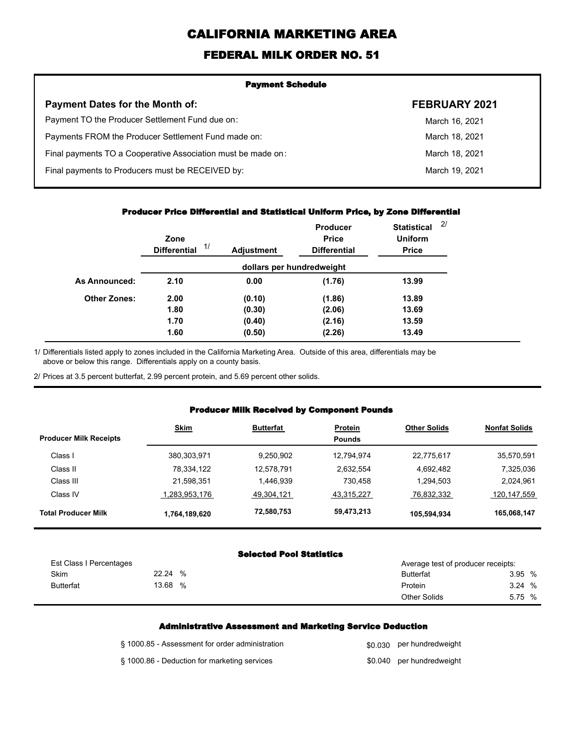# CALIFORNIA MARKETING AREA

## FEDERAL MILK ORDER NO. 51

### Payment Schedule

| Payment Dates for the Month of: | FEBRUARY 2021 |
|---|---|
| Payment TO the Producer Settlement Fund due on: | March 16, 2021 |
| Payments FROM the Producer Settlement Fund made on: | March 18, 2021 |
| Final payments TO a Cooperative Association must be made on: | March 18, 2021 |
| Final payments to Producers must be RECEIVED by: | March 19, 2021 |

### Producer Price Differential and Statistical Uniform Price, by Zone Differential

| | Zone Differential 1/ | Adjustment | Producer Price Differential | Statistical Uniform Price 2/ |
|---|---|---|---|---|
| | dollars per hundredweight | | | |
| **As Announced:** | **2.10** | **0.00** | **(1.76)** | **13.99** |
| **Other Zones:** | **2.00** | **(0.10)** | **(1.86)** | **13.89** |
| | **1.80** | **(0.30)** | **(2.06)** | **13.69** |
| | **1.70** | **(0.40)** | **(2.16)** | **13.59** |
| | **1.60** | **(0.50)** | **(2.26)** | **13.49** |

1/ Differentials listed apply to zones included in the California Marketing Area. Outside of this area, differentials may be above or below this range. Differentials apply on a county basis.

2/ Prices at 3.5 percent butterfat, 2.99 percent protein, and 5.69 percent other solids.

### Producer Milk Received by Component Pounds

| Producer Milk Receipts | Skim | Butterfat | Protein | Other Solids | Nonfat Solids |
|---|---|---|---|---|---|
| | | | Pounds | | |
| Class I | 380,303,971 | 9,250,902 | 12,794,974 | 22,775,617 | 35,570,591 |
| Class II | 78,334,122 | 12,578,791 | 2,632,554 | 4,692,482 | 7,325,036 |
| Class III | 21,598,351 | 1,446,939 | 730,458 | 1,294,503 | 2,024,961 |
| Class IV | 1,283,953,176 | 49,304,121 | 43,315,227 | 76,832,332 | 120,147,559 |
| **Total Producer Milk** | **1,764,189,620** | **72,580,753** | **59,473,213** | **105,594,934** | **165,068,147** |

### Selected Pool Statistics

| Est Class I Percentages | | Average test of producer receipts: | |
|---|---|---|---|
| Skim | 22.24 % | Butterfat | 3.95 % |
| Butterfat | 13.68 % | Protein | 3.24 % |
| | | Other Solids | 5.75 % |

### Administrative Assessment and Marketing Service Deduction

| | | |
|---|---|---|
| § 1000.85 - Assessment for order administration | $0.030 | per hundredweight |
| § 1000.86 - Deduction for marketing services | $0.040 | per hundredweight |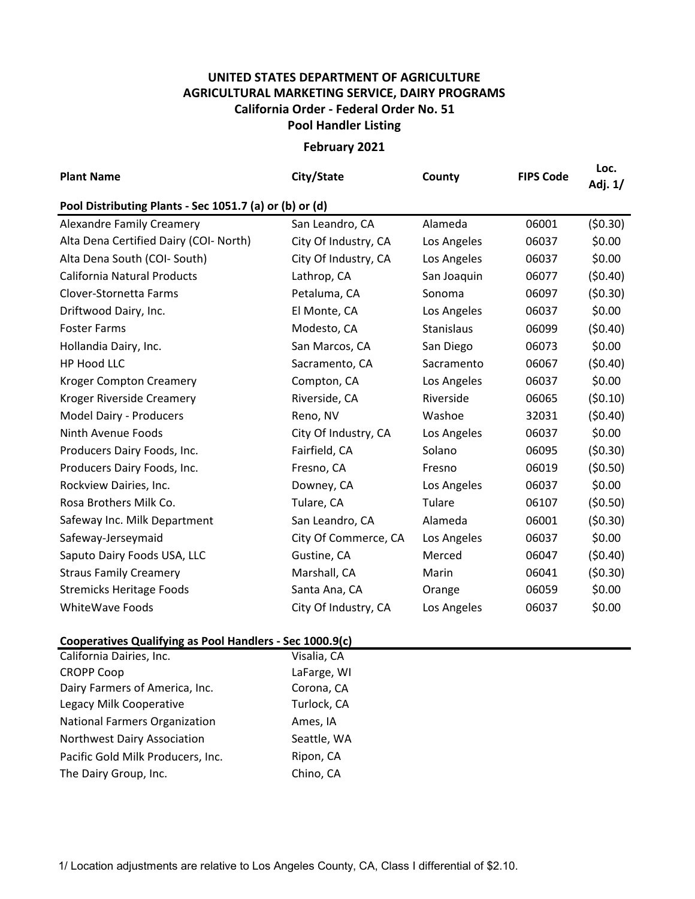# UNITED STATES DEPARTMENT OF AGRICULTURE
## AGRICULTURAL MARKETING SERVICE, DAIRY PROGRAMS
### California Order - Federal Order No. 51
### Pool Handler Listing

**February 2021**

| Plant Name | City/State | County | FIPS Code | Loc. Adj. 1/ |
|---|---|---|---|---|
| **Pool Distributing Plants - Sec 1051.7 (a) or (b) or (d)** | | | | |
| Alexandre Family Creamery | San Leandro, CA | Alameda | 06001 | ($0.30) |
| Alta Dena Certified Dairy (COI- North) | City Of Industry, CA | Los Angeles | 06037 | $0.00 |
| Alta Dena South (COI- South) | City Of Industry, CA | Los Angeles | 06037 | $0.00 |
| California Natural Products | Lathrop, CA | San Joaquin | 06077 | ($0.40) |
| Clover-Stornetta Farms | Petaluma, CA | Sonoma | 06097 | ($0.30) |
| Driftwood Dairy, Inc. | El Monte, CA | Los Angeles | 06037 | $0.00 |
| Foster Farms | Modesto, CA | Stanislaus | 06099 | ($0.40) |
| Hollandia Dairy, Inc. | San Marcos, CA | San Diego | 06073 | $0.00 |
| HP Hood LLC | Sacramento, CA | Sacramento | 06067 | ($0.40) |
| Kroger Compton Creamery | Compton, CA | Los Angeles | 06037 | $0.00 |
| Kroger Riverside Creamery | Riverside, CA | Riverside | 06065 | ($0.10) |
| Model Dairy - Producers | Reno, NV | Washoe | 32031 | ($0.40) |
| Ninth Avenue Foods | City Of Industry, CA | Los Angeles | 06037 | $0.00 |
| Producers Dairy Foods, Inc. | Fairfield, CA | Solano | 06095 | ($0.30) |
| Producers Dairy Foods, Inc. | Fresno, CA | Fresno | 06019 | ($0.50) |
| Rockview Dairies, Inc. | Downey, CA | Los Angeles | 06037 | $0.00 |
| Rosa Brothers Milk Co. | Tulare, CA | Tulare | 06107 | ($0.50) |
| Safeway Inc. Milk Department | San Leandro, CA | Alameda | 06001 | ($0.30) |
| Safeway-Jerseymaid | City Of Commerce, CA | Los Angeles | 06037 | $0.00 |
| Saputo Dairy Foods USA, LLC | Gustine, CA | Merced | 06047 | ($0.40) |
| Straus Family Creamery | Marshall, CA | Marin | 06041 | ($0.30) |
| Stremicks Heritage Foods | Santa Ana, CA | Orange | 06059 | $0.00 |
| WhiteWave Foods | City Of Industry, CA | Los Angeles | 06037 | $0.00 |

**Cooperatives Qualifying as Pool Handlers - Sec 1000.9(c)**

| | |
|---|---|
| California Dairies, Inc. | Visalia, CA |
| CROPP Coop | LaFarge, WI |
| Dairy Farmers of America, Inc. | Corona, CA |
| Legacy Milk Cooperative | Turlock, CA |
| National Farmers Organization | Ames, IA |
| Northwest Dairy Association | Seattle, WA |
| Pacific Gold Milk Producers, Inc. | Ripon, CA |
| The Dairy Group, Inc. | Chino, CA |

1/ Location adjustments are relative to Los Angeles County, CA, Class I differential of $2.10.